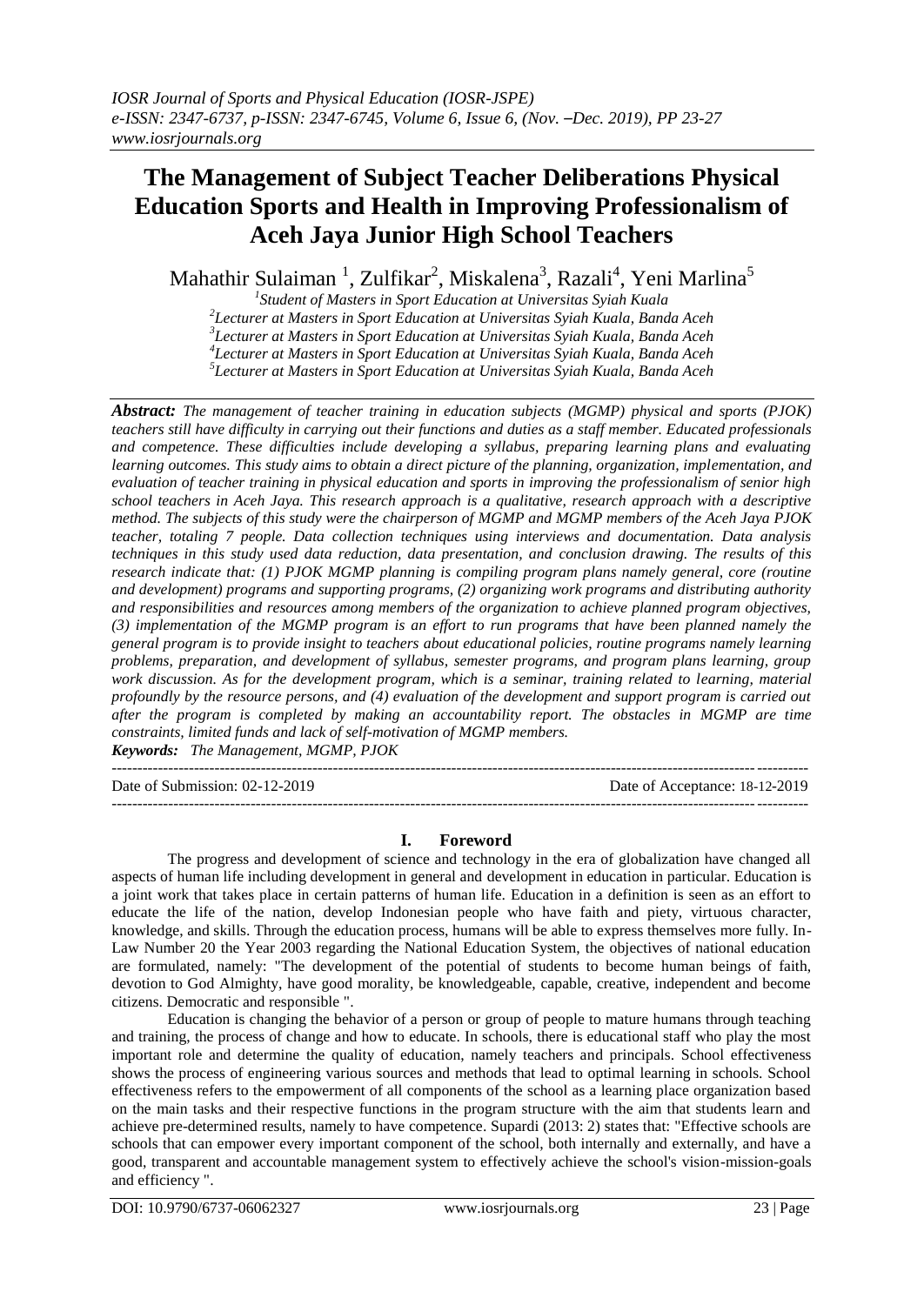# The Management of Subject Teacher Deliberations Physical Education Sports and Health in Improving Professionalism of Aceh Jaya Junior High School Teachers

Mahathir Sulaiman [1], Zulfikar[2], Miskalena[3], Razali[4], Yeni Marlina[5]

[1]*Student of Masters in Sport Education at Universitas Syiah Kuala*
[2]*Lecturer at Masters in Sport Education at Universitas Syiah Kuala, Banda Aceh*
[3]*Lecturer at Masters in Sport Education at Universitas Syiah Kuala, Banda Aceh*
[4]*Lecturer at Masters in Sport Education at Universitas Syiah Kuala, Banda Aceh*
[5]*Lecturer at Masters in Sport Education at Universitas Syiah Kuala, Banda Aceh*

***Abstract:*** *The management of teacher training in education subjects (MGMP) physical and sports (PJOK) teachers still have difficulty in carrying out their functions and duties as a staff member. Educated professionals and competence. These difficulties include developing a syllabus, preparing learning plans and evaluating learning outcomes. This study aims to obtain a direct picture of the planning, organization, implementation, and evaluation of teacher training in physical education and sports in improving the professionalism of senior high school teachers in Aceh Jaya. This research approach is a qualitative, research approach with a descriptive method. The subjects of this study were the chairperson of MGMP and MGMP members of the Aceh Jaya PJOK teacher, totaling 7 people. Data collection techniques using interviews and documentation. Data analysis techniques in this study used data reduction, data presentation, and conclusion drawing. The results of this research indicate that: (1) PJOK MGMP planning is compiling program plans namely general, core (routine and development) programs and supporting programs, (2) organizing work programs and distributing authority and responsibilities and resources among members of the organization to achieve planned program objectives, (3) implementation of the MGMP program is an effort to run programs that have been planned namely the general program is to provide insight to teachers about educational policies, routine programs namely learning problems, preparation, and development of syllabus, semester programs, and program plans learning, group work discussion. As for the development program, which is a seminar, training related to learning, material profoundly by the resource persons, and (4) evaluation of the development and support program is carried out after the program is completed by making an accountability report. The obstacles in MGMP are time constraints, limited funds and lack of self-motivation of MGMP members.*

***Keywords:*** *The Management, MGMP, PJOK*

---

Date of Submission: 02-12-2019 | Date of Acceptance: 18-12-2019

---

## I. Foreword

The progress and development of science and technology in the era of globalization have changed all aspects of human life including development in general and development in education in particular. Education is a joint work that takes place in certain patterns of human life. Education in a definition is seen as an effort to educate the life of the nation, develop Indonesian people who have faith and piety, virtuous character, knowledge, and skills. Through the education process, humans will be able to express themselves more fully. In-Law Number 20 the Year 2003 regarding the National Education System, the objectives of national education are formulated, namely: "The development of the potential of students to become human beings of faith, devotion to God Almighty, have good morality, be knowledgeable, capable, creative, independent and become citizens. Democratic and responsible ".

Education is changing the behavior of a person or group of people to mature humans through teaching and training, the process of change and how to educate. In schools, there is educational staff who play the most important role and determine the quality of education, namely teachers and principals. School effectiveness shows the process of engineering various sources and methods that lead to optimal learning in schools. School effectiveness refers to the empowerment of all components of the school as a learning place organization based on the main tasks and their respective functions in the program structure with the aim that students learn and achieve pre-determined results, namely to have competence. Supardi (2013: 2) states that: "Effective schools are schools that can empower every important component of the school, both internally and externally, and have a good, transparent and accountable management system to effectively achieve the school's vision-mission-goals and efficiency ".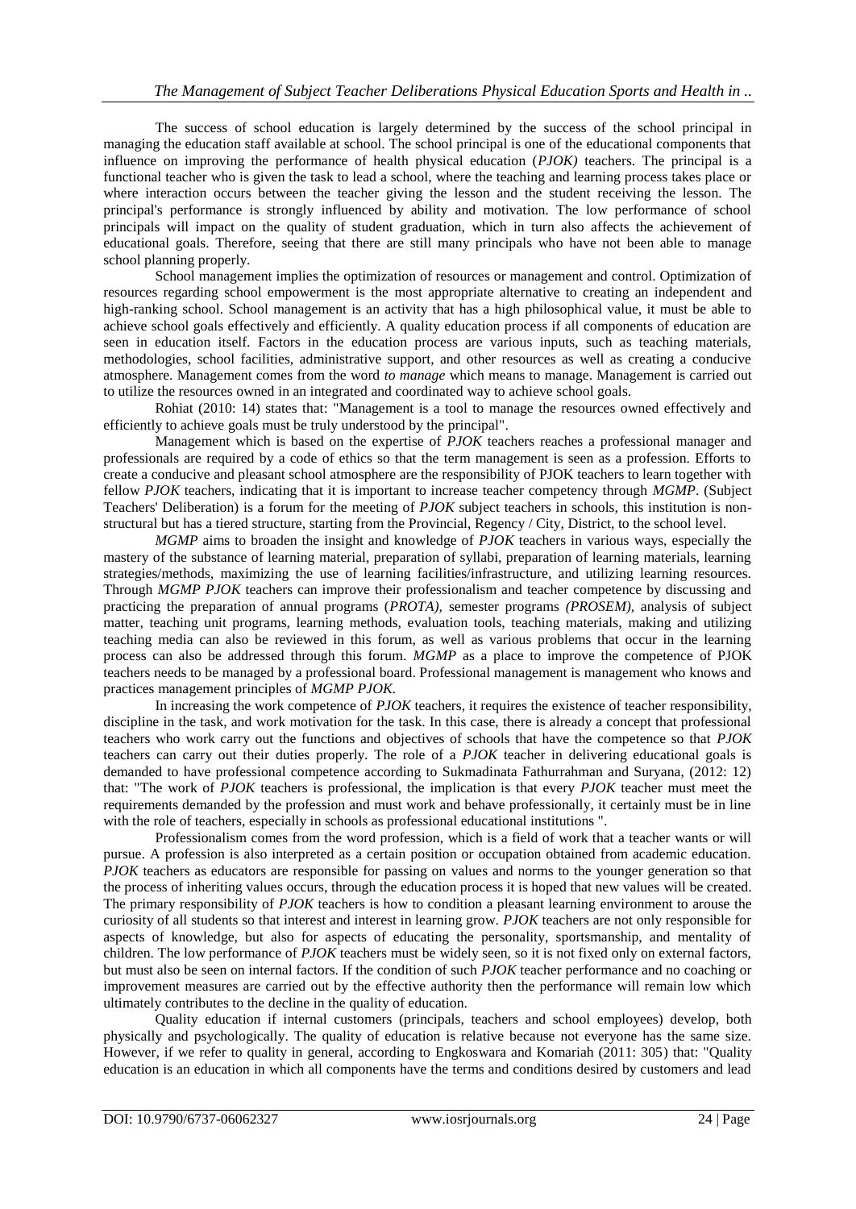The success of school education is largely determined by the success of the school principal in managing the education staff available at school. The school principal is one of the educational components that influence on improving the performance of health physical education (*PJOK)* teachers. The principal is a functional teacher who is given the task to lead a school, where the teaching and learning process takes place or where interaction occurs between the teacher giving the lesson and the student receiving the lesson. The principal's performance is strongly influenced by ability and motivation. The low performance of school principals will impact on the quality of student graduation, which in turn also affects the achievement of educational goals. Therefore, seeing that there are still many principals who have not been able to manage school planning properly.

School management implies the optimization of resources or management and control. Optimization of resources regarding school empowerment is the most appropriate alternative to creating an independent and high-ranking school. School management is an activity that has a high philosophical value, it must be able to achieve school goals effectively and efficiently. A quality education process if all components of education are seen in education itself. Factors in the education process are various inputs, such as teaching materials, methodologies, school facilities, administrative support, and other resources as well as creating a conducive atmosphere. Management comes from the word *to manage* which means to manage. Management is carried out to utilize the resources owned in an integrated and coordinated way to achieve school goals.

Rohiat (2010: 14) states that: "Management is a tool to manage the resources owned effectively and efficiently to achieve goals must be truly understood by the principal".

Management which is based on the expertise of *PJOK* teachers reaches a professional manager and professionals are required by a code of ethics so that the term management is seen as a profession. Efforts to create a conducive and pleasant school atmosphere are the responsibility of PJOK teachers to learn together with fellow *PJOK* teachers, indicating that it is important to increase teacher competency through *MGMP*. (Subject Teachers' Deliberation) is a forum for the meeting of *PJOK* subject teachers in schools, this institution is non-structural but has a tiered structure, starting from the Provincial, Regency / City, District, to the school level.

*MGMP* aims to broaden the insight and knowledge of *PJOK* teachers in various ways, especially the mastery of the substance of learning material, preparation of syllabi, preparation of learning materials, learning strategies/methods, maximizing the use of learning facilities/infrastructure, and utilizing learning resources. Through *MGMP PJOK* teachers can improve their professionalism and teacher competence by discussing and practicing the preparation of annual programs (*PROTA),* semester programs *(PROSEM),* analysis of subject matter, teaching unit programs, learning methods, evaluation tools, teaching materials, making and utilizing teaching media can also be reviewed in this forum, as well as various problems that occur in the learning process can also be addressed through this forum. *MGMP* as a place to improve the competence of PJOK teachers needs to be managed by a professional board. Professional management is management who knows and practices management principles of *MGMP PJOK*.

In increasing the work competence of *PJOK* teachers, it requires the existence of teacher responsibility, discipline in the task, and work motivation for the task. In this case, there is already a concept that professional teachers who work carry out the functions and objectives of schools that have the competence so that *PJOK* teachers can carry out their duties properly. The role of a *PJOK* teacher in delivering educational goals is demanded to have professional competence according to Sukmadinata Fathurrahman and Suryana, (2012: 12) that: "The work of *PJOK* teachers is professional, the implication is that every *PJOK* teacher must meet the requirements demanded by the profession and must work and behave professionally, it certainly must be in line with the role of teachers, especially in schools as professional educational institutions ".

Professionalism comes from the word profession, which is a field of work that a teacher wants or will pursue. A profession is also interpreted as a certain position or occupation obtained from academic education. *PJOK* teachers as educators are responsible for passing on values and norms to the younger generation so that the process of inheriting values occurs, through the education process it is hoped that new values will be created. The primary responsibility of *PJOK* teachers is how to condition a pleasant learning environment to arouse the curiosity of all students so that interest and interest in learning grow. *PJOK* teachers are not only responsible for aspects of knowledge, but also for aspects of educating the personality, sportsmanship, and mentality of children. The low performance of *PJOK* teachers must be widely seen, so it is not fixed only on external factors, but must also be seen on internal factors. If the condition of such *PJOK* teacher performance and no coaching or improvement measures are carried out by the effective authority then the performance will remain low which ultimately contributes to the decline in the quality of education.

Quality education if internal customers (principals, teachers and school employees) develop, both physically and psychologically. The quality of education is relative because not everyone has the same size. However, if we refer to quality in general, according to Engkoswara and Komariah (2011: 305) that: "Quality education is an education in which all components have the terms and conditions desired by customers and lead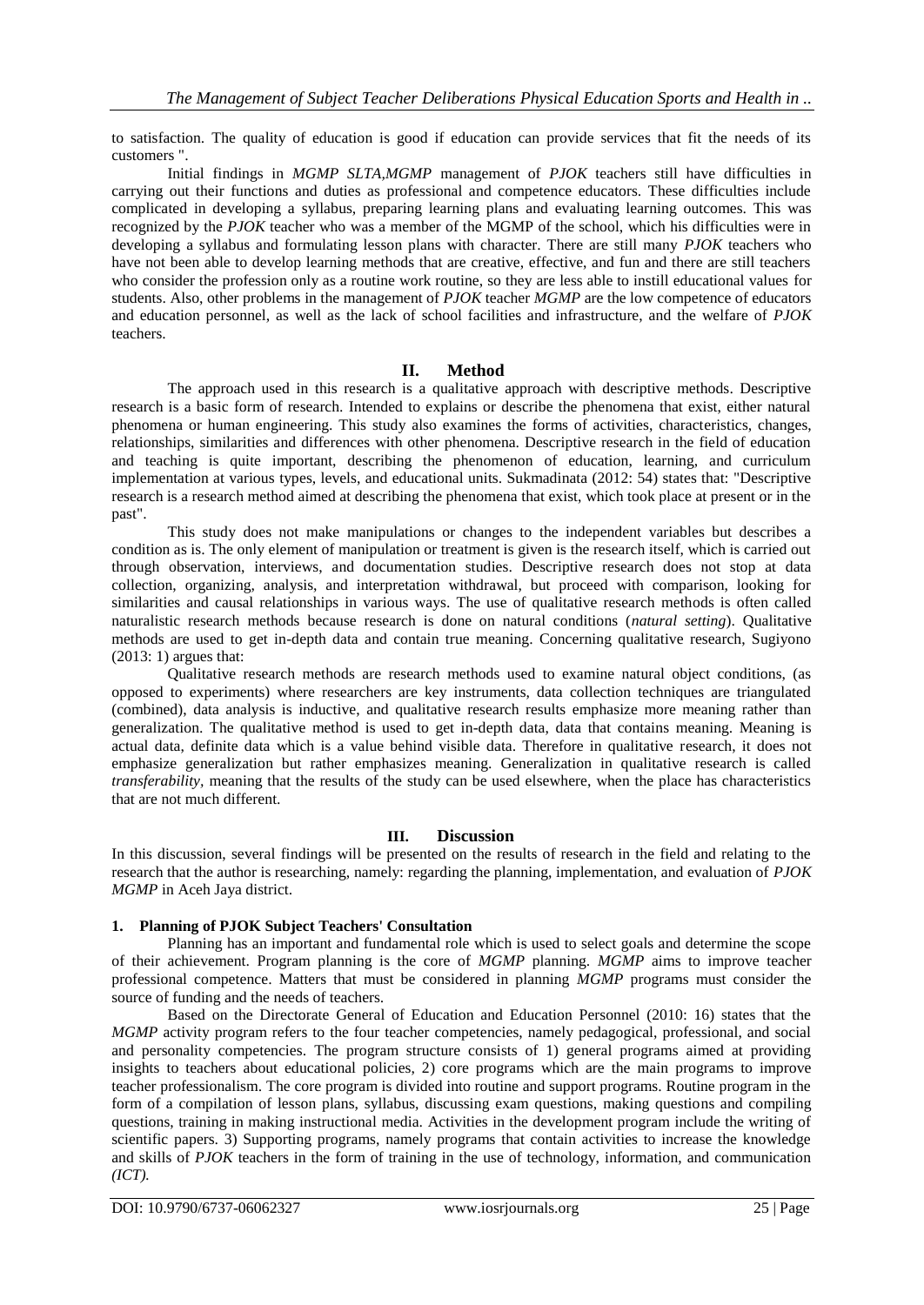to satisfaction. The quality of education is good if education can provide services that fit the needs of its customers ".

Initial findings in *MGMP SLTA,MGMP* management of *PJOK* teachers still have difficulties in carrying out their functions and duties as professional and competence educators. These difficulties include complicated in developing a syllabus, preparing learning plans and evaluating learning outcomes. This was recognized by the *PJOK* teacher who was a member of the MGMP of the school, which his difficulties were in developing a syllabus and formulating lesson plans with character. There are still many *PJOK* teachers who have not been able to develop learning methods that are creative, effective, and fun and there are still teachers who consider the profession only as a routine work routine, so they are less able to instill educational values for students. Also, other problems in the management of *PJOK* teacher *MGMP* are the low competence of educators and education personnel, as well as the lack of school facilities and infrastructure, and the welfare of *PJOK* teachers.

## II. Method

The approach used in this research is a qualitative approach with descriptive methods. Descriptive research is a basic form of research. Intended to explains or describe the phenomena that exist, either natural phenomena or human engineering. This study also examines the forms of activities, characteristics, changes, relationships, similarities and differences with other phenomena. Descriptive research in the field of education and teaching is quite important, describing the phenomenon of education, learning, and curriculum implementation at various types, levels, and educational units. Sukmadinata (2012: 54) states that: "Descriptive research is a research method aimed at describing the phenomena that exist, which took place at present or in the past".

This study does not make manipulations or changes to the independent variables but describes a condition as is. The only element of manipulation or treatment is given is the research itself, which is carried out through observation, interviews, and documentation studies. Descriptive research does not stop at data collection, organizing, analysis, and interpretation withdrawal, but proceed with comparison, looking for similarities and causal relationships in various ways. The use of qualitative research methods is often called naturalistic research methods because research is done on natural conditions (*natural setting*). Qualitative methods are used to get in-depth data and contain true meaning. Concerning qualitative research, Sugiyono (2013: 1) argues that:

Qualitative research methods are research methods used to examine natural object conditions, (as opposed to experiments) where researchers are key instruments, data collection techniques are triangulated (combined), data analysis is inductive, and qualitative research results emphasize more meaning rather than generalization. The qualitative method is used to get in-depth data, data that contains meaning. Meaning is actual data, definite data which is a value behind visible data. Therefore in qualitative research, it does not emphasize generalization but rather emphasizes meaning. Generalization in qualitative research is called *transferability*, meaning that the results of the study can be used elsewhere, when the place has characteristics that are not much different.

## III. Discussion

In this discussion, several findings will be presented on the results of research in the field and relating to the research that the author is researching, namely: regarding the planning, implementation, and evaluation of *PJOK MGMP* in Aceh Jaya district.

### 1. Planning of PJOK Subject Teachers' Consultation

Planning has an important and fundamental role which is used to select goals and determine the scope of their achievement. Program planning is the core of *MGMP* planning. *MGMP* aims to improve teacher professional competence. Matters that must be considered in planning *MGMP* programs must consider the source of funding and the needs of teachers.

Based on the Directorate General of Education and Education Personnel (2010: 16) states that the *MGMP* activity program refers to the four teacher competencies, namely pedagogical, professional, and social and personality competencies. The program structure consists of 1) general programs aimed at providing insights to teachers about educational policies, 2) core programs which are the main programs to improve teacher professionalism. The core program is divided into routine and support programs. Routine program in the form of a compilation of lesson plans, syllabus, discussing exam questions, making questions and compiling questions, training in making instructional media. Activities in the development program include the writing of scientific papers. 3) Supporting programs, namely programs that contain activities to increase the knowledge and skills of *PJOK* teachers in the form of training in the use of technology, information, and communication *(ICT).*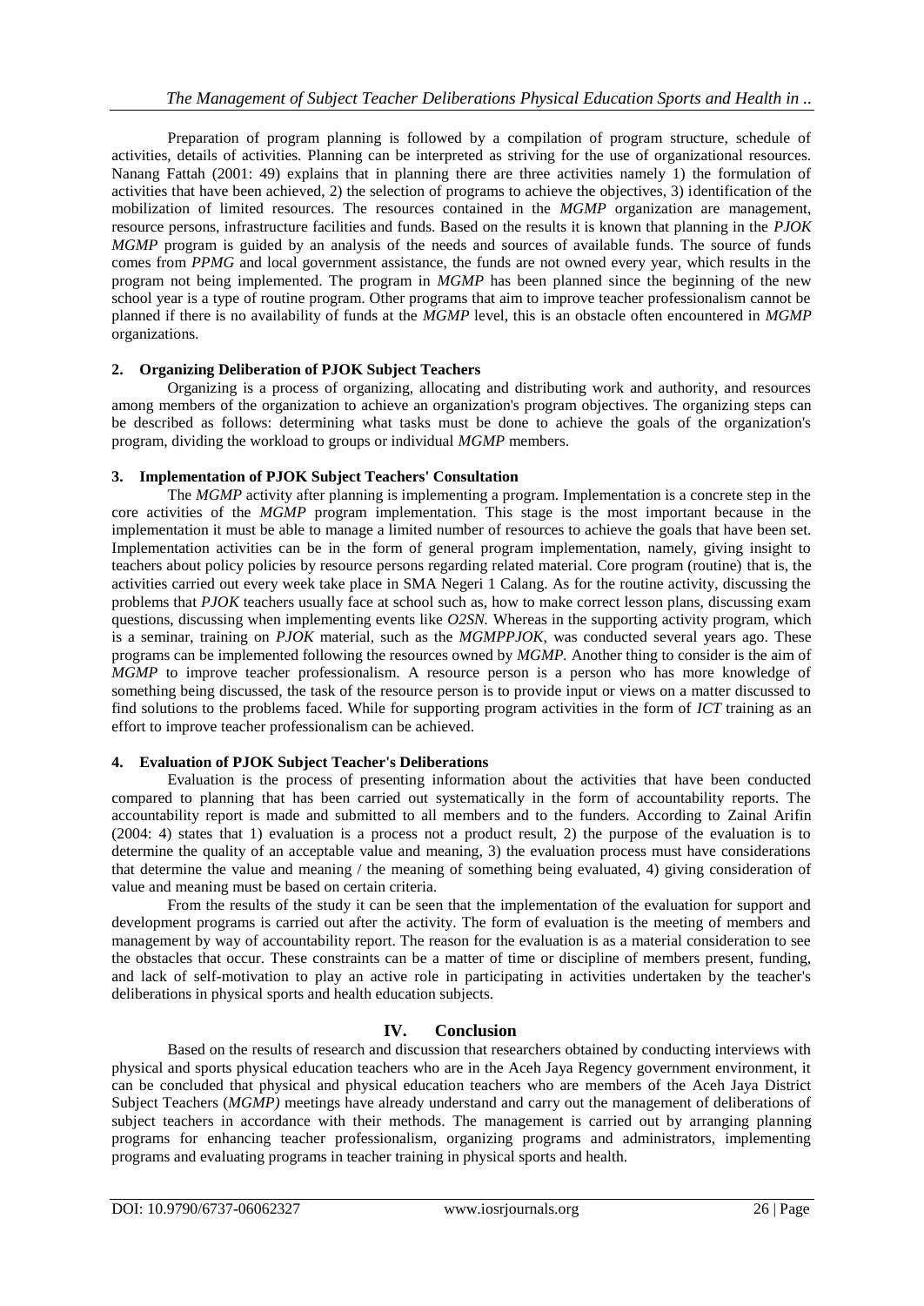Preparation of program planning is followed by a compilation of program structure, schedule of activities, details of activities. Planning can be interpreted as striving for the use of organizational resources. Nanang Fattah (2001: 49) explains that in planning there are three activities namely 1) the formulation of activities that have been achieved, 2) the selection of programs to achieve the objectives, 3) identification of the mobilization of limited resources. The resources contained in the *MGMP* organization are management, resource persons, infrastructure facilities and funds. Based on the results it is known that planning in the *PJOK MGMP* program is guided by an analysis of the needs and sources of available funds. The source of funds comes from *PPMG* and local government assistance, the funds are not owned every year, which results in the program not being implemented. The program in *MGMP* has been planned since the beginning of the new school year is a type of routine program. Other programs that aim to improve teacher professionalism cannot be planned if there is no availability of funds at the *MGMP* level, this is an obstacle often encountered in *MGMP* organizations.

**2. Organizing Deliberation of PJOK Subject Teachers**

Organizing is a process of organizing, allocating and distributing work and authority, and resources among members of the organization to achieve an organization's program objectives. The organizing steps can be described as follows: determining what tasks must be done to achieve the goals of the organization's program, dividing the workload to groups or individual *MGMP* members.

**3. Implementation of PJOK Subject Teachers' Consultation**

The *MGMP* activity after planning is implementing a program. Implementation is a concrete step in the core activities of the *MGMP* program implementation. This stage is the most important because in the implementation it must be able to manage a limited number of resources to achieve the goals that have been set. Implementation activities can be in the form of general program implementation, namely, giving insight to teachers about policy policies by resource persons regarding related material. Core program (routine) that is, the activities carried out every week take place in SMA Negeri 1 Calang. As for the routine activity, discussing the problems that *PJOK* teachers usually face at school such as, how to make correct lesson plans, discussing exam questions, discussing when implementing events like *O2SN.* Whereas in the supporting activity program, which is a seminar, training on *PJOK* material, such as the *MGMPPJOK*, was conducted several years ago. These programs can be implemented following the resources owned by *MGMP.* Another thing to consider is the aim of *MGMP* to improve teacher professionalism. A resource person is a person who has more knowledge of something being discussed, the task of the resource person is to provide input or views on a matter discussed to find solutions to the problems faced. While for supporting program activities in the form of *ICT* training as an effort to improve teacher professionalism can be achieved.

**4. Evaluation of PJOK Subject Teacher's Deliberations**

Evaluation is the process of presenting information about the activities that have been conducted compared to planning that has been carried out systematically in the form of accountability reports. The accountability report is made and submitted to all members and to the funders. According to Zainal Arifin (2004: 4) states that 1) evaluation is a process not a product result, 2) the purpose of the evaluation is to determine the quality of an acceptable value and meaning, 3) the evaluation process must have considerations that determine the value and meaning / the meaning of something being evaluated, 4) giving consideration of value and meaning must be based on certain criteria.

From the results of the study it can be seen that the implementation of the evaluation for support and development programs is carried out after the activity. The form of evaluation is the meeting of members and management by way of accountability report. The reason for the evaluation is as a material consideration to see the obstacles that occur. These constraints can be a matter of time or discipline of members present, funding, and lack of self-motivation to play an active role in participating in activities undertaken by the teacher's deliberations in physical sports and health education subjects.

## IV. Conclusion

Based on the results of research and discussion that researchers obtained by conducting interviews with physical and sports physical education teachers who are in the Aceh Jaya Regency government environment, it can be concluded that physical and physical education teachers who are members of the Aceh Jaya District Subject Teachers (*MGMP)* meetings have already understand and carry out the management of deliberations of subject teachers in accordance with their methods. The management is carried out by arranging planning programs for enhancing teacher professionalism, organizing programs and administrators, implementing programs and evaluating programs in teacher training in physical sports and health.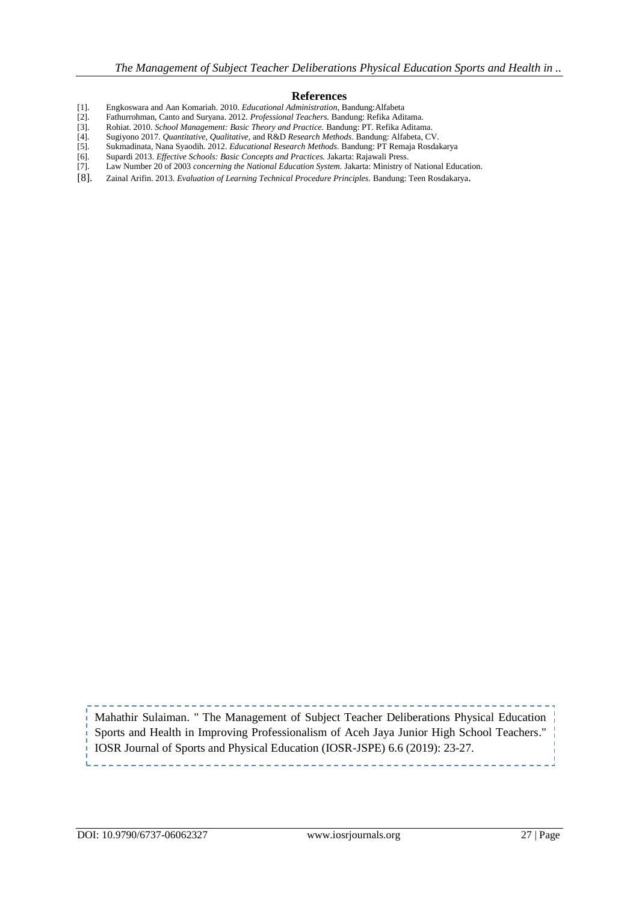## References

[1]. Engkoswara and Aan Komariah. 2010. *Educational Administration*, Bandung:Alfabeta

[2]. Fathurrohman, Canto and Suryana. 2012. *Professional Teachers.* Bandung: Refika Aditama.

[3]. Rohiat. 2010. *School Management: Basic Theory and Practice.* Bandung: PT. Refika Aditama.

[4]. Sugiyono 2017. *Quantitative, Qualitative,* and R&D *Research Methods*. Bandung: Alfabeta, CV.

[5]. Sukmadinata, Nana Syaodih. 2012. *Educational Research Methods.* Bandung: PT Remaja Rosdakarya

[6]. Supardi 2013. *Effective Schools: Basic Concepts and Practices.* Jakarta: Rajawali Press.

[7]. Law Number 20 of 2003 *concerning the National Education System.* Jakarta: Ministry of National Education.

[8]. Zainal Arifin. 2013. *Evaluation of Learning Technical Procedure Principles.* Bandung: Teen Rosdakarya.

Mahathir Sulaiman. " The Management of Subject Teacher Deliberations Physical Education Sports and Health in Improving Professionalism of Aceh Jaya Junior High School Teachers." IOSR Journal of Sports and Physical Education (IOSR-JSPE) 6.6 (2019): 23-27.